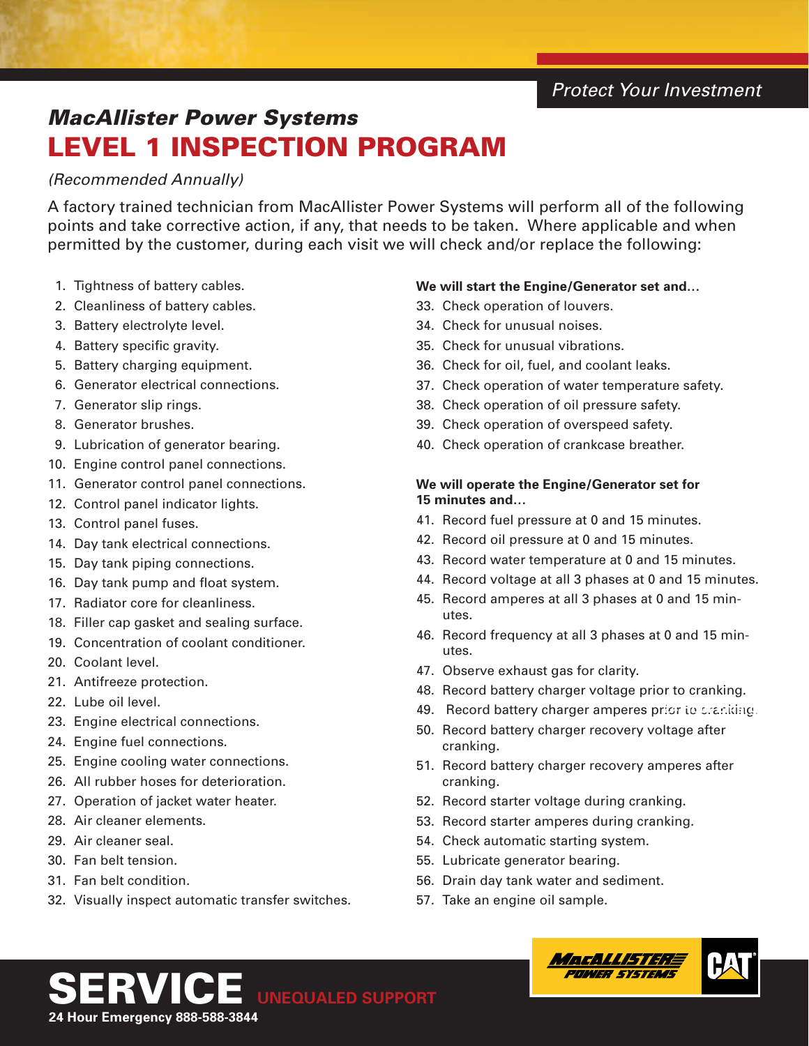*Protect Your Investment*

## *MacAllister Power Systems*

# LEVEL 1 INSPECTION PROGRAM

*(Recommended Annually)*

A factory trained technician from MacAllister Power Systems will perform all of the following points and take corrective action, if any, that needs to be taken. Where applicable and when permitted by the customer, during each visit we will check and/or replace the following:

1. Tightness of battery cables.
2. Cleanliness of battery cables.
3. Battery electrolyte level.
4. Battery specific gravity.
5. Battery charging equipment.
6. Generator electrical connections.
7. Generator slip rings.
8. Generator brushes.
9. Lubrication of generator bearing.
10. Engine control panel connections.
11. Generator control panel connections.
12. Control panel indicator lights.
13. Control panel fuses.
14. Day tank electrical connections.
15. Day tank piping connections.
16. Day tank pump and float system.
17. Radiator core for cleanliness.
18. Filler cap gasket and sealing surface.
19. Concentration of coolant conditioner.
20. Coolant level.
21. Antifreeze protection.
22. Lube oil level.
23. Engine electrical connections.
24. Engine fuel connections.
25. Engine cooling water connections.
26. All rubber hoses for deterioration.
27. Operation of jacket water heater.
28. Air cleaner elements.
29. Air cleaner seal.
30. Fan belt tension.
31. Fan belt condition.
32. Visually inspect automatic transfer switches.

**We will start the Engine/Generator set and...**

33. Check operation of louvers.
34. Check for unusual noises.
35. Check for unusual vibrations.
36. Check for oil, fuel, and coolant leaks.
37. Check operation of water temperature safety.
38. Check operation of oil pressure safety.
39. Check operation of overspeed safety.
40. Check operation of crankcase breather.

**We will operate the Engine/Generator set for 15 minutes and...**

41. Record fuel pressure at 0 and 15 minutes.
42. Record oil pressure at 0 and 15 minutes.
43. Record water temperature at 0 and 15 minutes.
44. Record voltage at all 3 phases at 0 and 15 minutes.
45. Record amperes at all 3 phases at 0 and 15 minutes.
46. Record frequency at all 3 phases at 0 and 15 minutes.
47. Observe exhaust gas for clarity.
48. Record battery charger voltage prior to cranking.
49. Record battery charger amperes prior to cranking.
50. Record battery charger recovery voltage after cranking.
51. Record battery charger recovery amperes after cranking.
52. Record starter voltage during cranking.
53. Record starter amperes during cranking.
54. Check automatic starting system.
55. Lubricate generator bearing.
56. Drain day tank water and sediment.
57. Take an engine oil sample.

MacALLISTER POWER SYSTEMS CAT

**SERVICE** UNEQUALED SUPPORT

**24 Hour Emergency 888-588-3844**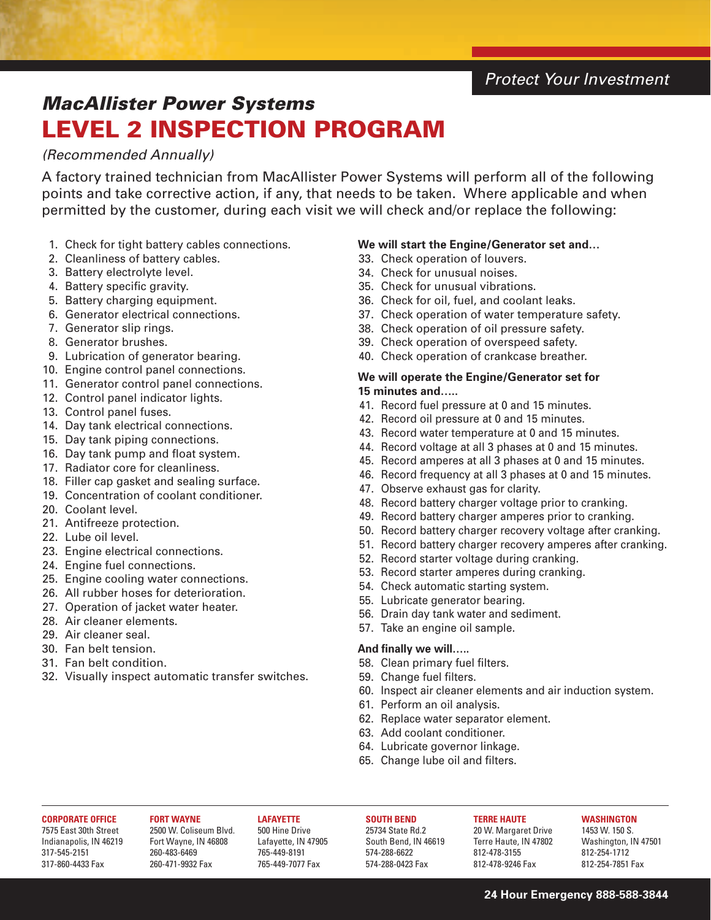*Protect Your Investment*

## *MacAllister Power Systems*

# LEVEL 2 INSPECTION PROGRAM

*(Recommended Annually)*

A factory trained technician from MacAllister Power Systems will perform all of the following points and take corrective action, if any, that needs to be taken. Where applicable and when permitted by the customer, during each visit we will check and/or replace the following:

1. Check for tight battery cables connections.
2. Cleanliness of battery cables.
3. Battery electrolyte level.
4. Battery specific gravity.
5. Battery charging equipment.
6. Generator electrical connections.
7. Generator slip rings.
8. Generator brushes.
9. Lubrication of generator bearing.
10. Engine control panel connections.
11. Generator control panel connections.
12. Control panel indicator lights.
13. Control panel fuses.
14. Day tank electrical connections.
15. Day tank piping connections.
16. Day tank pump and float system.
17. Radiator core for cleanliness.
18. Filler cap gasket and sealing surface.
19. Concentration of coolant conditioner.
20. Coolant level.
21. Antifreeze protection.
22. Lube oil level.
23. Engine electrical connections.
24. Engine fuel connections.
25. Engine cooling water connections.
26. All rubber hoses for deterioration.
27. Operation of jacket water heater.
28. Air cleaner elements.
29. Air cleaner seal.
30. Fan belt tension.
31. Fan belt condition.
32. Visually inspect automatic transfer switches.

**We will start the Engine/Generator set and...**

33. Check operation of louvers.
34. Check for unusual noises.
35. Check for unusual vibrations.
36. Check for oil, fuel, and coolant leaks.
37. Check operation of water temperature safety.
38. Check operation of oil pressure safety.
39. Check operation of overspeed safety.
40. Check operation of crankcase breather.

**We will operate the Engine/Generator set for 15 minutes and.....**

41. Record fuel pressure at 0 and 15 minutes.
42. Record oil pressure at 0 and 15 minutes.
43. Record water temperature at 0 and 15 minutes.
44. Record voltage at all 3 phases at 0 and 15 minutes.
45. Record amperes at all 3 phases at 0 and 15 minutes.
46. Record frequency at all 3 phases at 0 and 15 minutes.
47. Observe exhaust gas for clarity.
48. Record battery charger voltage prior to cranking.
49. Record battery charger amperes prior to cranking.
50. Record battery charger recovery voltage after cranking.
51. Record battery charger recovery amperes after cranking.
52. Record starter voltage during cranking.
53. Record starter amperes during cranking.
54. Check automatic starting system.
55. Lubricate generator bearing.
56. Drain day tank water and sediment.
57. Take an engine oil sample.

**And finally we will.....**

58. Clean primary fuel filters.
59. Change fuel filters.
60. Inspect air cleaner elements and air induction system.
61. Perform an oil analysis.
62. Replace water separator element.
63. Add coolant conditioner.
64. Lubricate governor linkage.
65. Change lube oil and filters.

**CORPORATE OFFICE**
7575 East 30th Street
Indianapolis, IN 46219
317-545-2151
317-860-4433 Fax

**FORT WAYNE**
2500 W. Coliseum Blvd.
Fort Wayne, IN 46808
260-483-6469
260-471-9932 Fax

**LAFAYETTE**
500 Hine Drive
Lafayette, IN 47905
765-449-8191
765-449-7077 Fax

**SOUTH BEND**
25734 State Rd.2
South Bend, IN 46619
574-288-6622
574-288-0423 Fax

**TERRE HAUTE**
20 W. Margaret Drive
Terre Haute, IN 47802
812-478-3155
812-478-9246 Fax

**WASHINGTON**
1453 W. 150 S.
Washington, IN 47501
812-254-1712
812-254-7851 Fax

**24 Hour Emergency 888-588-3844**